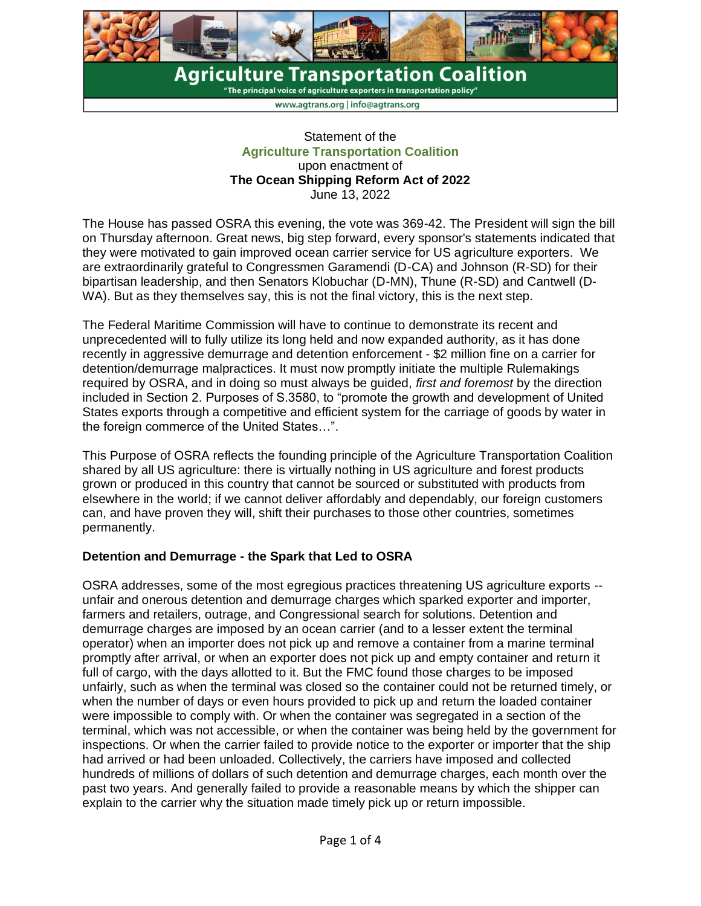# Agriculture Transportation Coalition

"The principal voice of agriculture exporters in transportation policy"

www.agtrans.org | info@agtrans.org

Statement of the
**Agriculture Transportation Coalition**
upon enactment of
**The Ocean Shipping Reform Act of 2022**
June 13, 2022

The House has passed OSRA this evening, the vote was 369-42. The President will sign the bill on Thursday afternoon. Great news, big step forward, every sponsor's statements indicated that they were motivated to gain improved ocean carrier service for US agriculture exporters. We are extraordinarily grateful to Congressmen Garamendi (D-CA) and Johnson (R-SD) for their bipartisan leadership, and then Senators Klobuchar (D-MN), Thune (R-SD) and Cantwell (D-WA). But as they themselves say, this is not the final victory, this is the next step.

The Federal Maritime Commission will have to continue to demonstrate its recent and unprecedented will to fully utilize its long held and now expanded authority, as it has done recently in aggressive demurrage and detention enforcement - $2 million fine on a carrier for detention/demurrage malpractices. It must now promptly initiate the multiple Rulemakings required by OSRA, and in doing so must always be guided, *first and foremost* by the direction included in Section 2. Purposes of S.3580, to "promote the growth and development of United States exports through a competitive and efficient system for the carriage of goods by water in the foreign commerce of the United States…".

This Purpose of OSRA reflects the founding principle of the Agriculture Transportation Coalition shared by all US agriculture: there is virtually nothing in US agriculture and forest products grown or produced in this country that cannot be sourced or substituted with products from elsewhere in the world; if we cannot deliver affordably and dependably, our foreign customers can, and have proven they will, shift their purchases to those other countries, sometimes permanently.

## Detention and Demurrage - the Spark that Led to OSRA

OSRA addresses, some of the most egregious practices threatening US agriculture exports -- unfair and onerous detention and demurrage charges which sparked exporter and importer, farmers and retailers, outrage, and Congressional search for solutions. Detention and demurrage charges are imposed by an ocean carrier (and to a lesser extent the terminal operator) when an importer does not pick up and remove a container from a marine terminal promptly after arrival, or when an exporter does not pick up and empty container and return it full of cargo, with the days allotted to it. But the FMC found those charges to be imposed unfairly, such as when the terminal was closed so the container could not be returned timely, or when the number of days or even hours provided to pick up and return the loaded container were impossible to comply with. Or when the container was segregated in a section of the terminal, which was not accessible, or when the container was being held by the government for inspections. Or when the carrier failed to provide notice to the exporter or importer that the ship had arrived or had been unloaded. Collectively, the carriers have imposed and collected hundreds of millions of dollars of such detention and demurrage charges, each month over the past two years. And generally failed to provide a reasonable means by which the shipper can explain to the carrier why the situation made timely pick up or return impossible.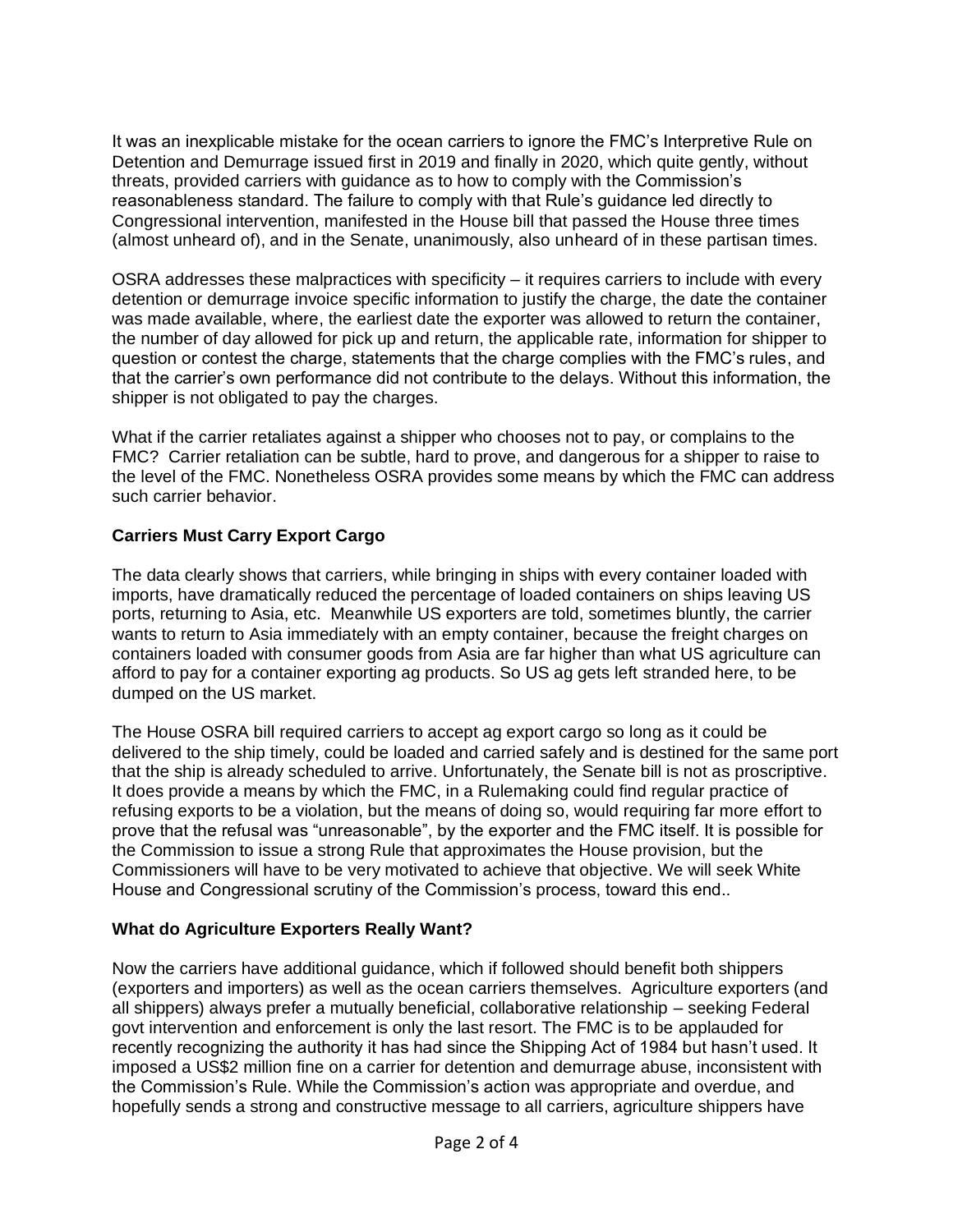It was an inexplicable mistake for the ocean carriers to ignore the FMC's Interpretive Rule on Detention and Demurrage issued first in 2019 and finally in 2020, which quite gently, without threats, provided carriers with guidance as to how to comply with the Commission's reasonableness standard. The failure to comply with that Rule's guidance led directly to Congressional intervention, manifested in the House bill that passed the House three times (almost unheard of), and in the Senate, unanimously, also unheard of in these partisan times.

OSRA addresses these malpractices with specificity – it requires carriers to include with every detention or demurrage invoice specific information to justify the charge, the date the container was made available, where, the earliest date the exporter was allowed to return the container, the number of day allowed for pick up and return, the applicable rate, information for shipper to question or contest the charge, statements that the charge complies with the FMC's rules, and that the carrier's own performance did not contribute to the delays. Without this information, the shipper is not obligated to pay the charges.

What if the carrier retaliates against a shipper who chooses not to pay, or complains to the FMC? Carrier retaliation can be subtle, hard to prove, and dangerous for a shipper to raise to the level of the FMC. Nonetheless OSRA provides some means by which the FMC can address such carrier behavior.

### Carriers Must Carry Export Cargo

The data clearly shows that carriers, while bringing in ships with every container loaded with imports, have dramatically reduced the percentage of loaded containers on ships leaving US ports, returning to Asia, etc. Meanwhile US exporters are told, sometimes bluntly, the carrier wants to return to Asia immediately with an empty container, because the freight charges on containers loaded with consumer goods from Asia are far higher than what US agriculture can afford to pay for a container exporting ag products. So US ag gets left stranded here, to be dumped on the US market.

The House OSRA bill required carriers to accept ag export cargo so long as it could be delivered to the ship timely, could be loaded and carried safely and is destined for the same port that the ship is already scheduled to arrive. Unfortunately, the Senate bill is not as proscriptive. It does provide a means by which the FMC, in a Rulemaking could find regular practice of refusing exports to be a violation, but the means of doing so, would requiring far more effort to prove that the refusal was "unreasonable", by the exporter and the FMC itself. It is possible for the Commission to issue a strong Rule that approximates the House provision, but the Commissioners will have to be very motivated to achieve that objective. We will seek White House and Congressional scrutiny of the Commission's process, toward this end..

### What do Agriculture Exporters Really Want?

Now the carriers have additional guidance, which if followed should benefit both shippers (exporters and importers) as well as the ocean carriers themselves. Agriculture exporters (and all shippers) always prefer a mutually beneficial, collaborative relationship – seeking Federal govt intervention and enforcement is only the last resort. The FMC is to be applauded for recently recognizing the authority it has had since the Shipping Act of 1984 but hasn't used. It imposed a US$2 million fine on a carrier for detention and demurrage abuse, inconsistent with the Commission's Rule. While the Commission's action was appropriate and overdue, and hopefully sends a strong and constructive message to all carriers, agriculture shippers have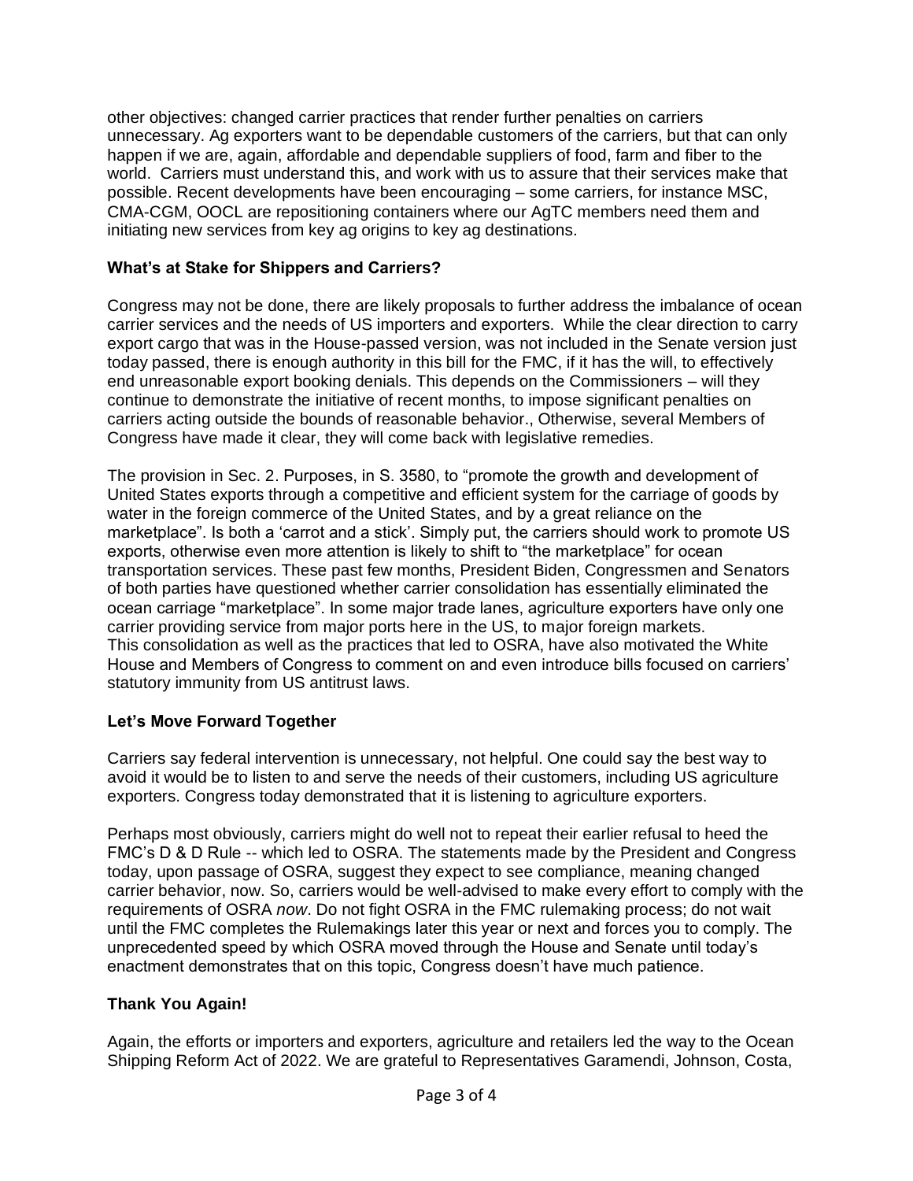other objectives: changed carrier practices that render further penalties on carriers unnecessary. Ag exporters want to be dependable customers of the carriers, but that can only happen if we are, again, affordable and dependable suppliers of food, farm and fiber to the world. Carriers must understand this, and work with us to assure that their services make that possible. Recent developments have been encouraging – some carriers, for instance MSC, CMA-CGM, OOCL are repositioning containers where our AgTC members need them and initiating new services from key ag origins to key ag destinations.

**What's at Stake for Shippers and Carriers?**

Congress may not be done, there are likely proposals to further address the imbalance of ocean carrier services and the needs of US importers and exporters. While the clear direction to carry export cargo that was in the House-passed version, was not included in the Senate version just today passed, there is enough authority in this bill for the FMC, if it has the will, to effectively end unreasonable export booking denials. This depends on the Commissioners – will they continue to demonstrate the initiative of recent months, to impose significant penalties on carriers acting outside the bounds of reasonable behavior., Otherwise, several Members of Congress have made it clear, they will come back with legislative remedies.

The provision in Sec. 2. Purposes, in S. 3580, to "promote the growth and development of United States exports through a competitive and efficient system for the carriage of goods by water in the foreign commerce of the United States, and by a great reliance on the marketplace". Is both a 'carrot and a stick'. Simply put, the carriers should work to promote US exports, otherwise even more attention is likely to shift to "the marketplace" for ocean transportation services. These past few months, President Biden, Congressmen and Senators of both parties have questioned whether carrier consolidation has essentially eliminated the ocean carriage "marketplace". In some major trade lanes, agriculture exporters have only one carrier providing service from major ports here in the US, to major foreign markets. This consolidation as well as the practices that led to OSRA, have also motivated the White House and Members of Congress to comment on and even introduce bills focused on carriers' statutory immunity from US antitrust laws.

**Let's Move Forward Together**

Carriers say federal intervention is unnecessary, not helpful. One could say the best way to avoid it would be to listen to and serve the needs of their customers, including US agriculture exporters. Congress today demonstrated that it is listening to agriculture exporters.

Perhaps most obviously, carriers might do well not to repeat their earlier refusal to heed the FMC's D & D Rule -- which led to OSRA. The statements made by the President and Congress today, upon passage of OSRA, suggest they expect to see compliance, meaning changed carrier behavior, now. So, carriers would be well-advised to make every effort to comply with the requirements of OSRA *now*. Do not fight OSRA in the FMC rulemaking process; do not wait until the FMC completes the Rulemakings later this year or next and forces you to comply. The unprecedented speed by which OSRA moved through the House and Senate until today's enactment demonstrates that on this topic, Congress doesn't have much patience.

**Thank You Again!**

Again, the efforts or importers and exporters, agriculture and retailers led the way to the Ocean Shipping Reform Act of 2022. We are grateful to Representatives Garamendi, Johnson, Costa,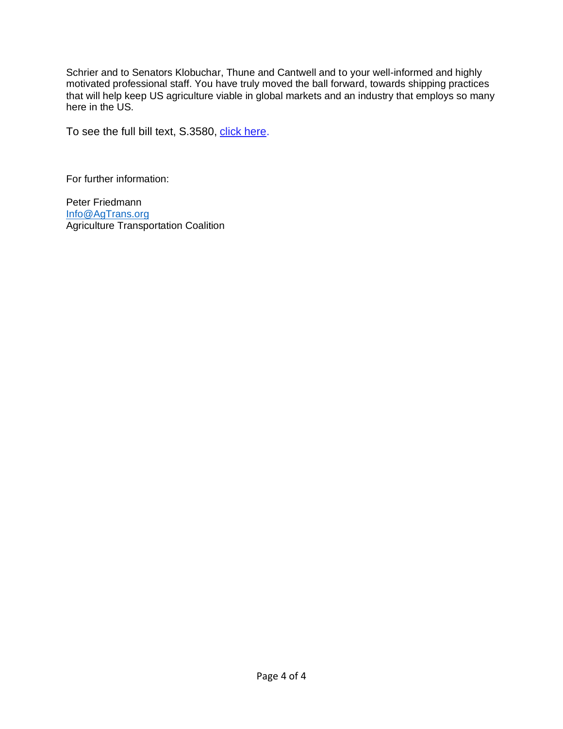Schrier and to Senators Klobuchar, Thune and Cantwell and to your well-informed and highly motivated professional staff. You have truly moved the ball forward, towards shipping practices that will help keep US agriculture viable in global markets and an industry that employs so many here in the US.

To see the full bill text, S.3580, click here.

For further information:

Peter Friedmann
Info@AgTrans.org
Agriculture Transportation Coalition